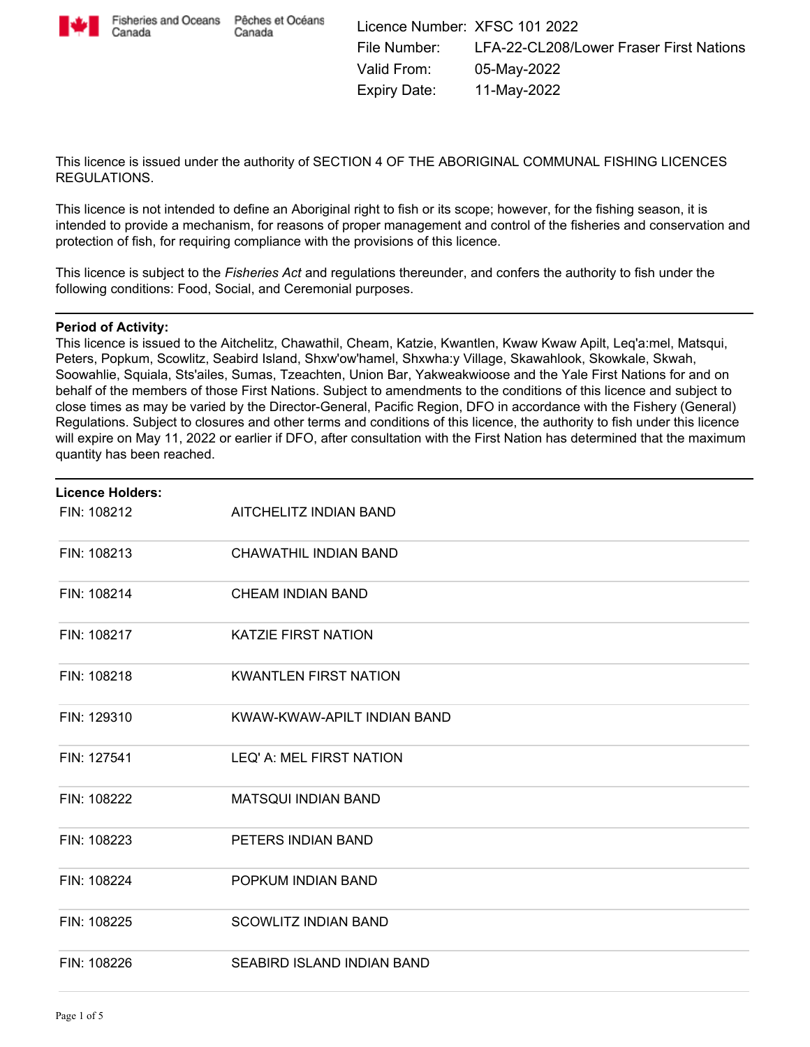Fisheries and Oceans Canada | Pêches et Océans Canada

| | |
|---|---|
| Licence Number: | XFSC 101 2022 |
| File Number: | LFA-22-CL208/Lower Fraser First Nations |
| Valid From: | 05-May-2022 |
| Expiry Date: | 11-May-2022 |

This licence is issued under the authority of SECTION 4 OF THE ABORIGINAL COMMUNAL FISHING LICENCES REGULATIONS.

This licence is not intended to define an Aboriginal right to fish or its scope; however, for the fishing season, it is intended to provide a mechanism, for reasons of proper management and control of the fisheries and conservation and protection of fish, for requiring compliance with the provisions of this licence.

This licence is subject to the *Fisheries Act* and regulations thereunder, and confers the authority to fish under the following conditions: Food, Social, and Ceremonial purposes.

---

**Period of Activity:**
This licence is issued to the Aitchelitz, Chawathil, Cheam, Katzie, Kwantlen, Kwaw Kwaw Apilt, Leq'a:mel, Matsqui, Peters, Popkum, Scowlitz, Seabird Island, Shxw'ow'hamel, Shxwha:y Village, Skawahlook, Skowkale, Skwah, Soowahlie, Squiala, Sts'ailes, Sumas, Tzeachten, Union Bar, Yakweakwioose and the Yale First Nations for and on behalf of the members of those First Nations. Subject to amendments to the conditions of this licence and subject to close times as may be varied by the Director-General, Pacific Region, DFO in accordance with the Fishery (General) Regulations. Subject to closures and other terms and conditions of this licence, the authority to fish under this licence will expire on May 11, 2022 or earlier if DFO, after consultation with the First Nation has determined that the maximum quantity has been reached.

---

**Licence Holders:**

| | |
|---|---|
| FIN: 108212 | AITCHELITZ INDIAN BAND |
| FIN: 108213 | CHAWATHIL INDIAN BAND |
| FIN: 108214 | CHEAM INDIAN BAND |
| FIN: 108217 | KATZIE FIRST NATION |
| FIN: 108218 | KWANTLEN FIRST NATION |
| FIN: 129310 | KWAW-KWAW-APILT INDIAN BAND |
| FIN: 127541 | LEQ' A: MEL FIRST NATION |
| FIN: 108222 | MATSQUI INDIAN BAND |
| FIN: 108223 | PETERS INDIAN BAND |
| FIN: 108224 | POPKUM INDIAN BAND |
| FIN: 108225 | SCOWLITZ INDIAN BAND |
| FIN: 108226 | SEABIRD ISLAND INDIAN BAND |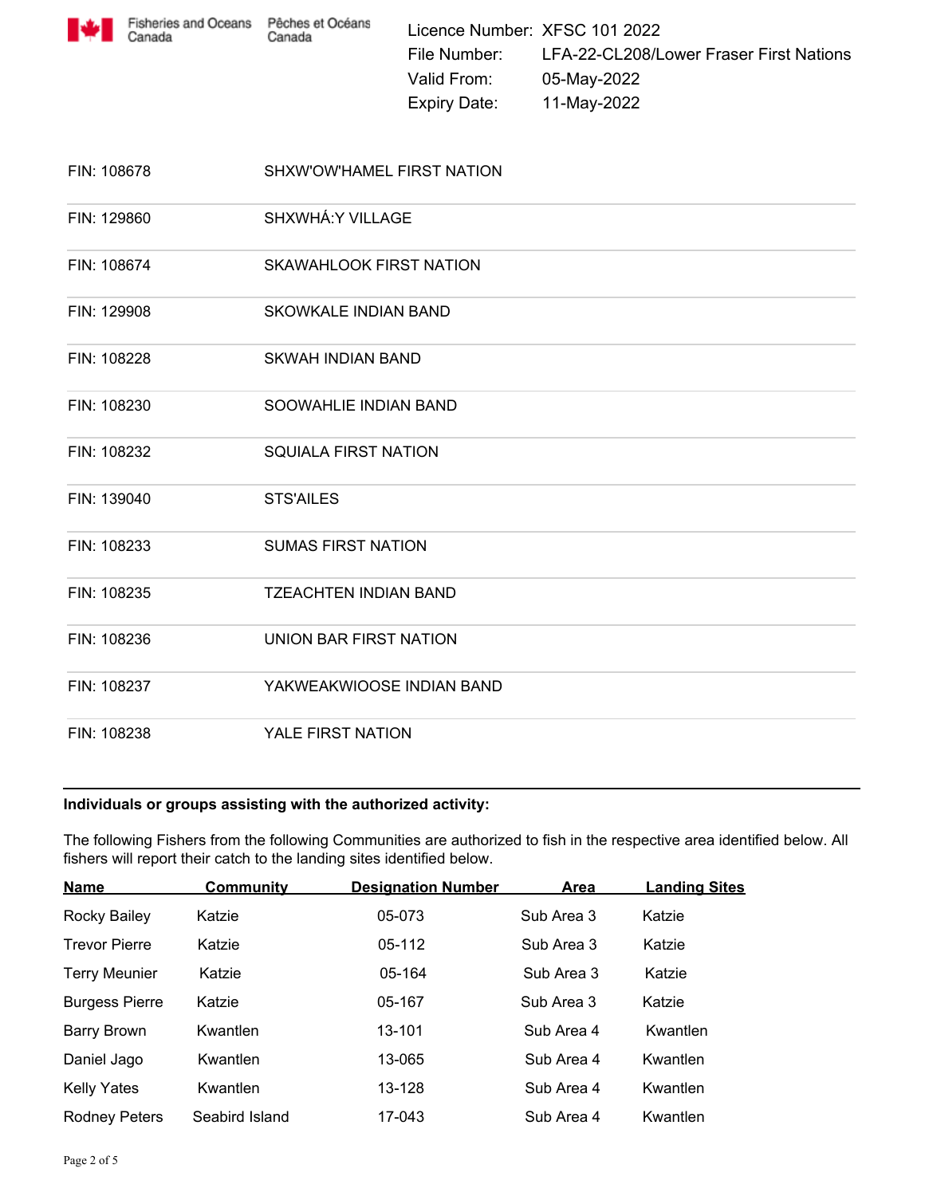Fisheries and Oceans Canada | Pêches et Océans Canada

Licence Number: XFSC 101 2022
File Number: LFA-22-CL208/Lower Fraser First Nations
Valid From: 05-May-2022
Expiry Date: 11-May-2022

| | |
|---|---|
| FIN: 108678 | SHXW'OW'HAMEL FIRST NATION |
| FIN: 129860 | SHXWHÁ:Y VILLAGE |
| FIN: 108674 | SKAWAHLOOK FIRST NATION |
| FIN: 129908 | SKOWKALE INDIAN BAND |
| FIN: 108228 | SKWAH INDIAN BAND |
| FIN: 108230 | SOOWAHLIE INDIAN BAND |
| FIN: 108232 | SQUIALA FIRST NATION |
| FIN: 139040 | STS'AILES |
| FIN: 108233 | SUMAS FIRST NATION |
| FIN: 108235 | TZEACHTEN INDIAN BAND |
| FIN: 108236 | UNION BAR FIRST NATION |
| FIN: 108237 | YAKWEAKWIOOSE INDIAN BAND |
| FIN: 108238 | YALE FIRST NATION |

**Individuals or groups assisting with the authorized activity:**

The following Fishers from the following Communities are authorized to fish in the respective area identified below. All fishers will report their catch to the landing sites identified below.

| Name | Community | Designation Number | Area | Landing Sites |
|---|---|---|---|---|
| Rocky Bailey | Katzie | 05-073 | Sub Area 3 | Katzie |
| Trevor Pierre | Katzie | 05-112 | Sub Area 3 | Katzie |
| Terry Meunier | Katzie | 05-164 | Sub Area 3 | Katzie |
| Burgess Pierre | Katzie | 05-167 | Sub Area 3 | Katzie |
| Barry Brown | Kwantlen | 13-101 | Sub Area 4 | Kwantlen |
| Daniel Jago | Kwantlen | 13-065 | Sub Area 4 | Kwantlen |
| Kelly Yates | Kwantlen | 13-128 | Sub Area 4 | Kwantlen |
| Rodney Peters | Seabird Island | 17-043 | Sub Area 4 | Kwantlen |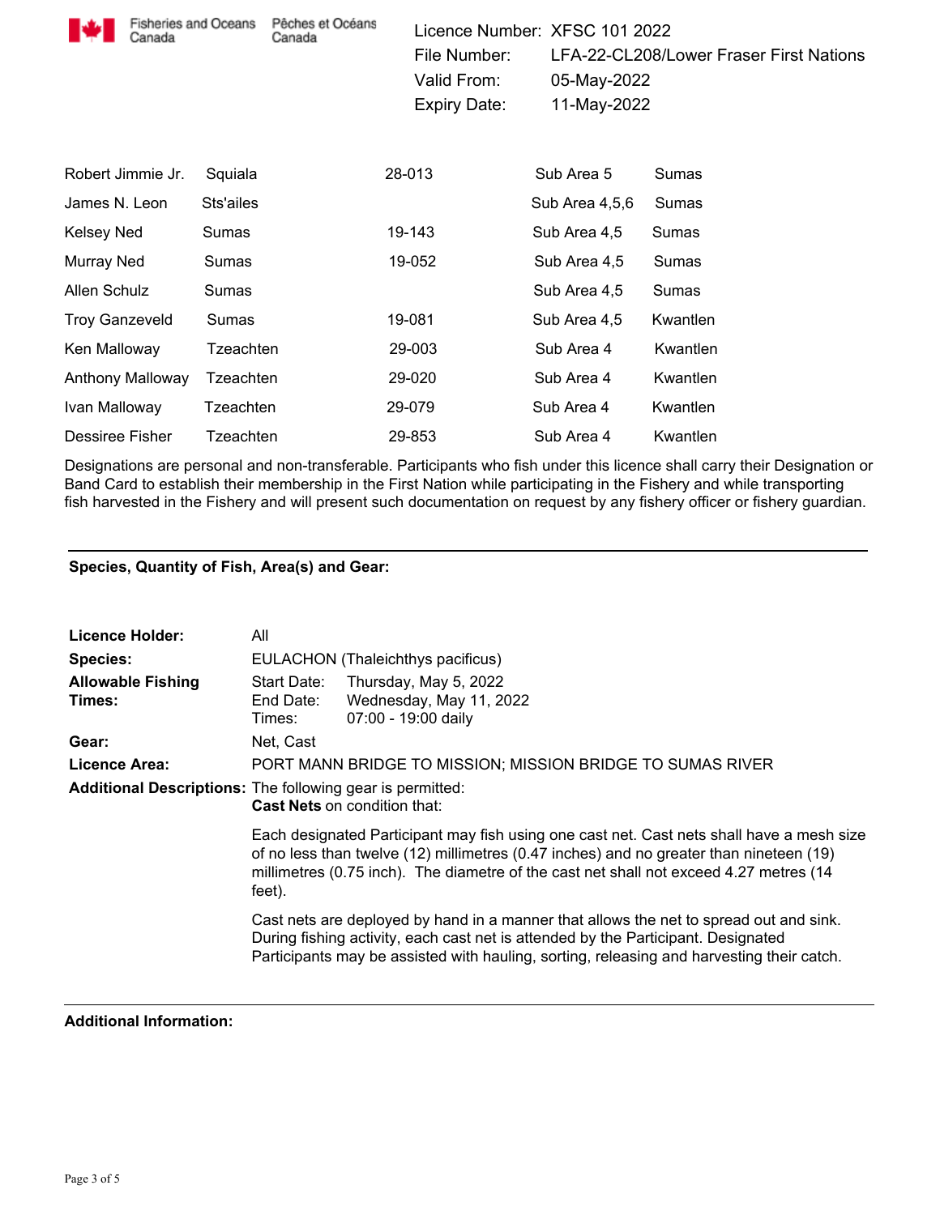Fisheries and Oceans Canada / Pêches et Océans Canada

Licence Number: XFSC 101 2022
File Number: LFA-22-CL208/Lower Fraser First Nations
Valid From: 05-May-2022
Expiry Date: 11-May-2022

| | | | | |
|---|---|---|---|---|
| Robert Jimmie Jr. | Squiala | 28-013 | Sub Area 5 | Sumas |
| James N. Leon | Sts'ailes | | Sub Area 4,5,6 | Sumas |
| Kelsey Ned | Sumas | 19-143 | Sub Area 4,5 | Sumas |
| Murray Ned | Sumas | 19-052 | Sub Area 4,5 | Sumas |
| Allen Schulz | Sumas | | Sub Area 4,5 | Sumas |
| Troy Ganzeveld | Sumas | 19-081 | Sub Area 4,5 | Kwantlen |
| Ken Malloway | Tzeachten | 29-003 | Sub Area 4 | Kwantlen |
| Anthony Malloway | Tzeachten | 29-020 | Sub Area 4 | Kwantlen |
| Ivan Malloway | Tzeachten | 29-079 | Sub Area 4 | Kwantlen |
| Dessiree Fisher | Tzeachten | 29-853 | Sub Area 4 | Kwantlen |

Designations are personal and non-transferable. Participants who fish under this licence shall carry their Designation or Band Card to establish their membership in the First Nation while participating in the Fishery and while transporting fish harvested in the Fishery and will present such documentation on request by any fishery officer or fishery guardian.

---

**Species, Quantity of Fish, Area(s) and Gear:**

**Licence Holder:** All

**Species:** EULACHON (Thaleichthys pacificus)

**Allowable Fishing Times:**
Start Date: Thursday, May 5, 2022
End Date: Wednesday, May 11, 2022
Times: 07:00 - 19:00 daily

**Gear:** Net, Cast

**Licence Area:** PORT MANN BRIDGE TO MISSION; MISSION BRIDGE TO SUMAS RIVER

**Additional Descriptions:** The following gear is permitted:
**Cast Nets** on condition that:

Each designated Participant may fish using one cast net. Cast nets shall have a mesh size of no less than twelve (12) millimetres (0.47 inches) and no greater than nineteen (19) millimetres (0.75 inch). The diametre of the cast net shall not exceed 4.27 metres (14 feet).

Cast nets are deployed by hand in a manner that allows the net to spread out and sink. During fishing activity, each cast net is attended by the Participant. Designated Participants may be assisted with hauling, sorting, releasing and harvesting their catch.

---

**Additional Information:**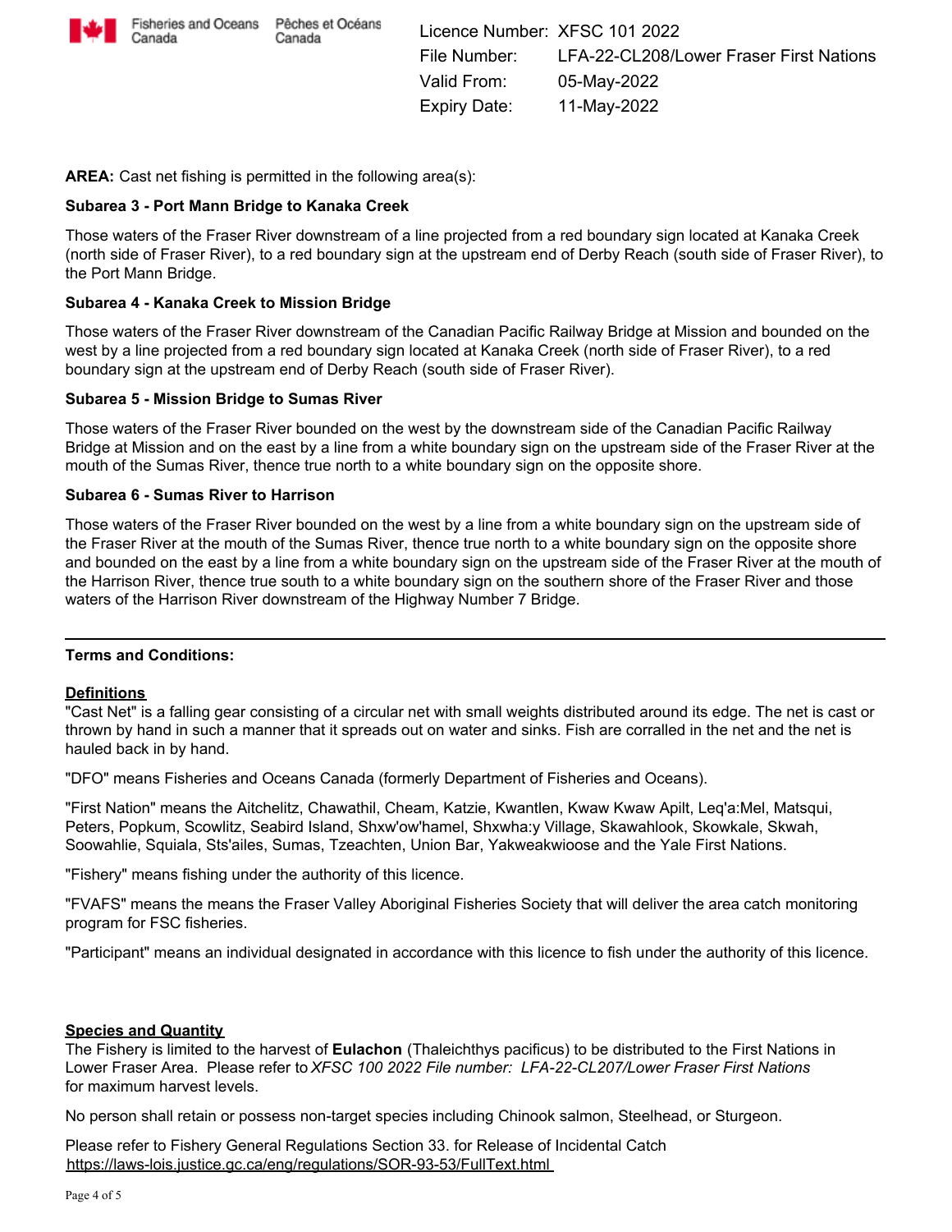Licence Number: XFSC 101 2022
File Number: LFA-22-CL208/Lower Fraser First Nations
Valid From: 05-May-2022
Expiry Date: 11-May-2022

**AREA:** Cast net fishing is permitted in the following area(s):

**Subarea 3 - Port Mann Bridge to Kanaka Creek**

Those waters of the Fraser River downstream of a line projected from a red boundary sign located at Kanaka Creek (north side of Fraser River), to a red boundary sign at the upstream end of Derby Reach (south side of Fraser River), to the Port Mann Bridge.

**Subarea 4 - Kanaka Creek to Mission Bridge**

Those waters of the Fraser River downstream of the Canadian Pacific Railway Bridge at Mission and bounded on the west by a line projected from a red boundary sign located at Kanaka Creek (north side of Fraser River), to a red boundary sign at the upstream end of Derby Reach (south side of Fraser River).

**Subarea 5 - Mission Bridge to Sumas River**

Those waters of the Fraser River bounded on the west by the downstream side of the Canadian Pacific Railway Bridge at Mission and on the east by a line from a white boundary sign on the upstream side of the Fraser River at the mouth of the Sumas River, thence true north to a white boundary sign on the opposite shore.

**Subarea 6 - Sumas River to Harrison**

Those waters of the Fraser River bounded on the west by a line from a white boundary sign on the upstream side of the Fraser River at the mouth of the Sumas River, thence true north to a white boundary sign on the opposite shore and bounded on the east by a line from a white boundary sign on the upstream side of the Fraser River at the mouth of the Harrison River, thence true south to a white boundary sign on the southern shore of the Fraser River and those waters of the Harrison River downstream of the Highway Number 7 Bridge.

---

**Terms and Conditions:**

**Definitions**

"Cast Net" is a falling gear consisting of a circular net with small weights distributed around its edge. The net is cast or thrown by hand in such a manner that it spreads out on water and sinks. Fish are corralled in the net and the net is hauled back in by hand.

"DFO" means Fisheries and Oceans Canada (formerly Department of Fisheries and Oceans).

"First Nation" means the Aitchelitz, Chawathil, Cheam, Katzie, Kwantlen, Kwaw Kwaw Apilt, Leq'a:Mel, Matsqui, Peters, Popkum, Scowlitz, Seabird Island, Shxw'ow'hamel, Shxwha:y Village, Skawahlook, Skowkale, Skwah, Soowahlie, Squiala, Sts'ailes, Sumas, Tzeachten, Union Bar, Yakweakwioose and the Yale First Nations.

"Fishery" means fishing under the authority of this licence.

"FVAFS" means the means the Fraser Valley Aboriginal Fisheries Society that will deliver the area catch monitoring program for FSC fisheries.

"Participant" means an individual designated in accordance with this licence to fish under the authority of this licence.

**Species and Quantity**

The Fishery is limited to the harvest of **Eulachon** (Thaleichthys pacificus) to be distributed to the First Nations in Lower Fraser Area. Please refer to *XFSC 100 2022 File number: LFA-22-CL207/Lower Fraser First Nations* for maximum harvest levels.

No person shall retain or possess non-target species including Chinook salmon, Steelhead, or Sturgeon.

Please refer to Fishery General Regulations Section 33. for Release of Incidental Catch
https://laws-lois.justice.gc.ca/eng/regulations/SOR-93-53/FullText.html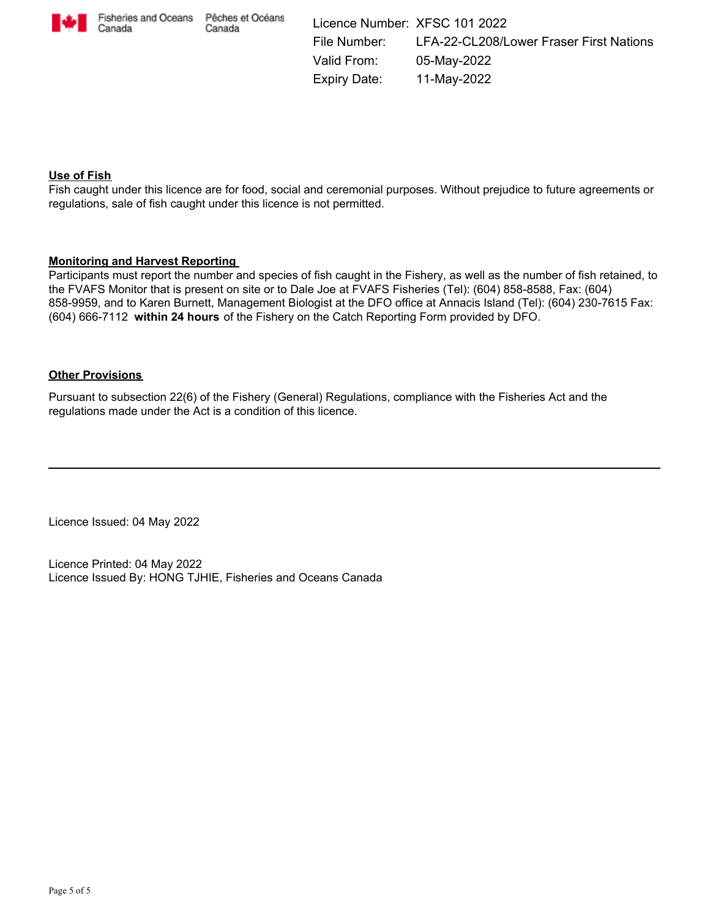Fisheries and Oceans Canada | Pêches et Océans Canada

Licence Number: XFSC 101 2022
File Number: LFA-22-CL208/Lower Fraser First Nations
Valid From: 05-May-2022
Expiry Date: 11-May-2022

## Use of Fish

Fish caught under this licence are for food, social and ceremonial purposes. Without prejudice to future agreements or regulations, sale of fish caught under this licence is not permitted.

## Monitoring and Harvest Reporting

Participants must report the number and species of fish caught in the Fishery, as well as the number of fish retained, to the FVAFS Monitor that is present on site or to Dale Joe at FVAFS Fisheries (Tel): (604) 858-8588, Fax: (604) 858-9959, and to Karen Burnett, Management Biologist at the DFO office at Annacis Island (Tel): (604) 230-7615 Fax: (604) 666-7112 **within 24 hours** of the Fishery on the Catch Reporting Form provided by DFO.

## Other Provisions

Pursuant to subsection 22(6) of the Fishery (General) Regulations, compliance with the Fisheries Act and the regulations made under the Act is a condition of this licence.

---

Licence Issued: 04 May 2022

Licence Printed: 04 May 2022
Licence Issued By: HONG TJHIE, Fisheries and Oceans Canada